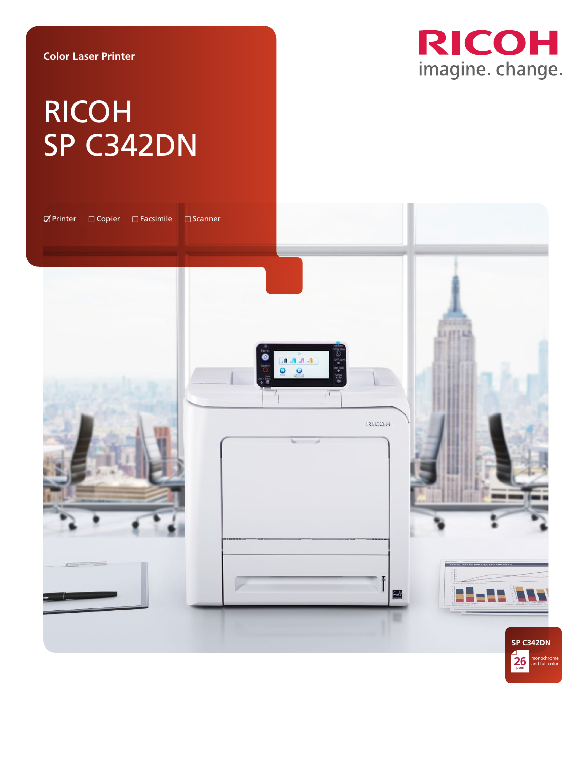Color Laser Printer

# RICOH SP C342DN

☑ Printer ☐ Copier ☐ Facsimile ☐ Scanner

RICOH
imagine. change.

SP C342DN

26 ppm monochrome and full-color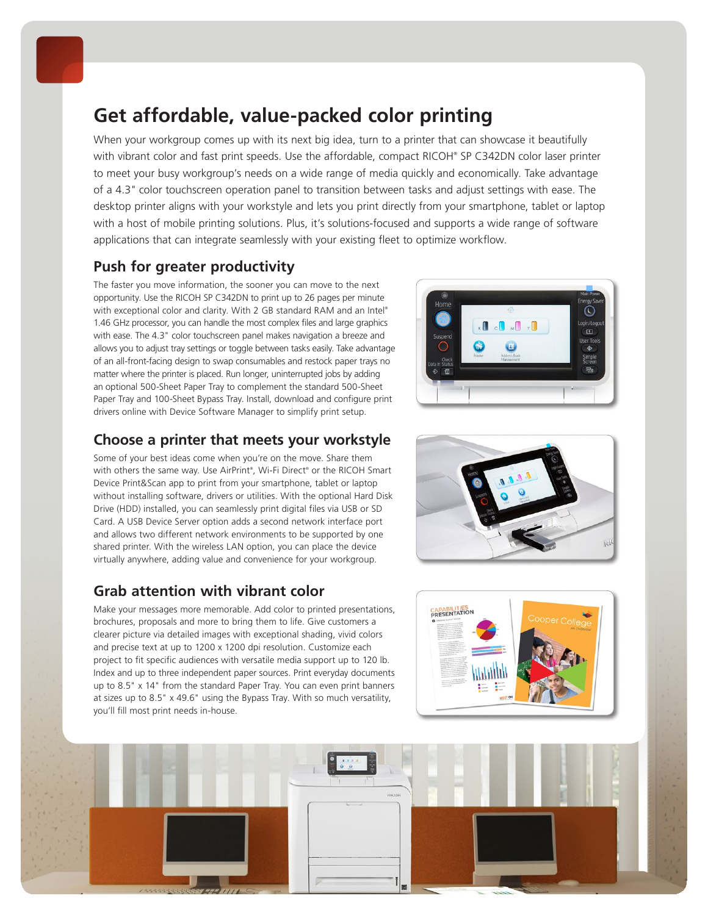# Get affordable, value-packed color printing

When your workgroup comes up with its next big idea, turn to a printer that can showcase it beautifully with vibrant color and fast print speeds. Use the affordable, compact RICOH® SP C342DN color laser printer to meet your busy workgroup's needs on a wide range of media quickly and economically. Take advantage of a 4.3" color touchscreen operation panel to transition between tasks and adjust settings with ease. The desktop printer aligns with your workstyle and lets you print directly from your smartphone, tablet or laptop with a host of mobile printing solutions. Plus, it's solutions-focused and supports a wide range of software applications that can integrate seamlessly with your existing fleet to optimize workflow.

## Push for greater productivity

The faster you move information, the sooner you can move to the next opportunity. Use the RICOH SP C342DN to print up to 26 pages per minute with exceptional color and clarity. With 2 GB standard RAM and an Intel® 1.46 GHz processor, you can handle the most complex files and large graphics with ease. The 4.3" color touchscreen panel makes navigation a breeze and allows you to adjust tray settings or toggle between tasks easily. Take advantage of an all-front-facing design to swap consumables and restock paper trays no matter where the printer is placed. Run longer, uninterrupted jobs by adding an optional 500-Sheet Paper Tray to complement the standard 500-Sheet Paper Tray and 100-Sheet Bypass Tray. Install, download and configure print drivers online with Device Software Manager to simplify print setup.

## Choose a printer that meets your workstyle

Some of your best ideas come when you're on the move. Share them with others the same way. Use AirPrint®, Wi-Fi Direct® or the RICOH Smart Device Print&Scan app to print from your smartphone, tablet or laptop without installing software, drivers or utilities. With the optional Hard Disk Drive (HDD) installed, you can seamlessly print digital files via USB or SD Card. A USB Device Server option adds a second network interface port and allows two different network environments to be supported by one shared printer. With the wireless LAN option, you can place the device virtually anywhere, adding value and convenience for your workgroup.

## Grab attention with vibrant color

Make your messages more memorable. Add color to printed presentations, brochures, proposals and more to bring them to life. Give customers a clearer picture via detailed images with exceptional shading, vivid colors and precise text at up to 1200 x 1200 dpi resolution. Customize each project to fit specific audiences with versatile media support up to 120 lb. Index and up to three independent paper sources. Print everyday documents up to 8.5" x 14" from the standard Paper Tray. You can even print banners at sizes up to 8.5" x 49.6" using the Bypass Tray. With so much versatility, you'll fill most print needs in-house.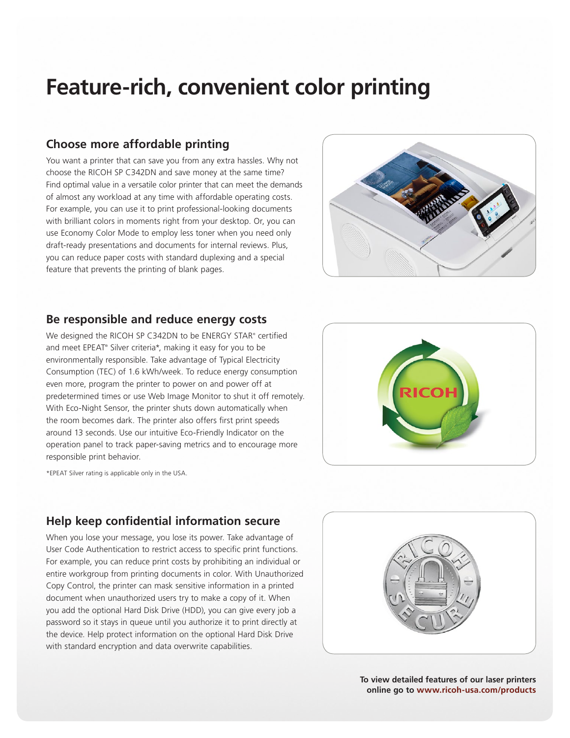# Feature-rich, convenient color printing

## Choose more affordable printing

You want a printer that can save you from any extra hassles. Why not choose the RICOH SP C342DN and save money at the same time? Find optimal value in a versatile color printer that can meet the demands of almost any workload at any time with affordable operating costs. For example, you can use it to print professional-looking documents with brilliant colors in moments right from your desktop. Or, you can use Economy Color Mode to employ less toner when you need only draft-ready presentations and documents for internal reviews. Plus, you can reduce paper costs with standard duplexing and a special feature that prevents the printing of blank pages.

## Be responsible and reduce energy costs

We designed the RICOH SP C342DN to be ENERGY STAR® certified and meet EPEAT® Silver criteria*, making it easy for you to be environmentally responsible. Take advantage of Typical Electricity Consumption (TEC) of 1.6 kWh/week. To reduce energy consumption even more, program the printer to power on and power off at predetermined times or use Web Image Monitor to shut it off remotely. With Eco-Night Sensor, the printer shuts down automatically when the room becomes dark. The printer also offers first print speeds around 13 seconds. Use our intuitive Eco-Friendly Indicator on the operation panel to track paper-saving metrics and to encourage more responsible print behavior.

*EPEAT Silver rating is applicable only in the USA.

## Help keep confidential information secure

When you lose your message, you lose its power. Take advantage of User Code Authentication to restrict access to specific print functions. For example, you can reduce print costs by prohibiting an individual or entire workgroup from printing documents in color. With Unauthorized Copy Control, the printer can mask sensitive information in a printed document when unauthorized users try to make a copy of it. When you add the optional Hard Disk Drive (HDD), you can give every job a password so it stays in queue until you authorize it to print directly at the device. Help protect information on the optional Hard Disk Drive with standard encryption and data overwrite capabilities.

**To view detailed features of our laser printers online go to www.ricoh-usa.com/products**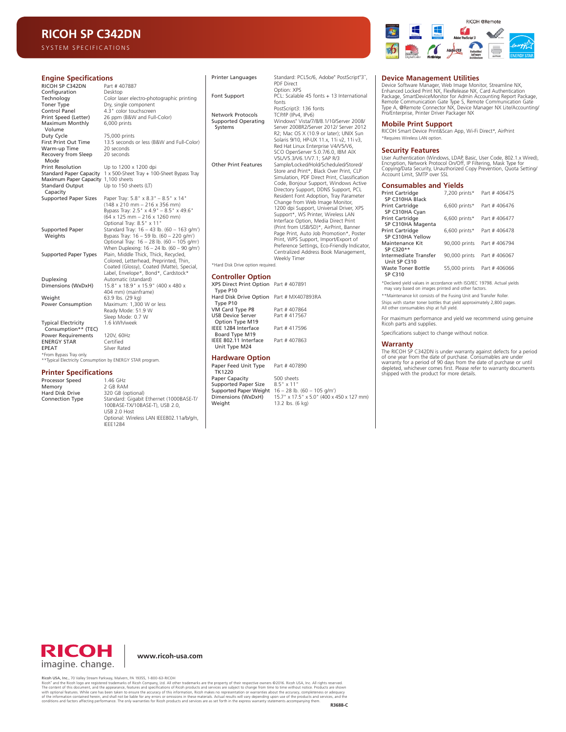# RICOH SP C342DN

SYSTEM SPECIFICATIONS

## Engine Specifications

| | |
|---|---|
| RICOH SP C342DN | Part # 407887 |
| Configuration | Desktop |
| Technology | Color laser electro-photographic printing |
| Toner Type | Dry, single component |
| Control Panel | 4.3" color touchscreen |
| Print Speed (Letter) | 26 ppm (B&W and Full-Color) |
| Maximum Monthly Volume | 6,000 prints |
| Duty Cycle | 75,000 prints |
| First Print Out Time | 13.5 seconds or less (B&W and Full-Color) |
| Warm-up Time | 20 seconds |
| Recovery from Sleep Mode | 20 seconds |
| Print Resolution | Up to 1200 x 1200 dpi |
| Standard Paper Capacity | 1 x 500-Sheet Tray + 100-Sheet Bypass Tray |
| Maximum Paper Capacity | 1,100 sheets |
| Standard Output Capacity | Up to 150 sheets (LT) |
| Supported Paper Sizes | Paper Tray: 5.8" x 8.3" – 8.5" x 14" (148 x 210 mm – 216 x 356 mm) Bypass Tray: 2.5" x 4.9" – 8.5" x 49.6" (64 x 125 mm – 216 x 1260 mm) Optional Tray: 8.5" x 11" |
| Supported Paper Weights | Standard Tray: 16 – 43 lb. (60 – 163 g/m²) Bypass Tray: 16 – 59 lb. (60 – 220 g/m²) Optional Tray: 16 – 28 lb. (60 – 105 g/m²) When Duplexing: 16 – 24 lb. (60 – 90 g/m²) |
| Supported Paper Types | Plain, Middle Thick, Thick, Recycled, Colored, Letterhead, Preprinted, Thin, Coated (Glossy), Coated (Matte), Special, Label, Envelope*, Bond*, Cardstock* |
| Duplexing | Automatic (standard) |
| Dimensions (WxDxH) | 15.8" x 18.9" x 15.9" (400 x 480 x 404 mm) (mainframe) |
| Weight | 63.9 lbs. (29 kg) |
| Power Consumption | Maximum: 1,300 W or less Ready Mode: 51.9 W Sleep Mode: 0.7 W |
| Typical Electricity Consumption** (TEC) | 1.6 kWh/week |
| Power Requirements | 120V, 60Hz |
| ENERGY STAR | Certified |
| EPEAT | Silver Rated |

*From Bypass Tray only.
**Typical Electricity Consumption by ENERGY STAR program.

## Printer Specifications

| | |
|---|---|
| Processor Speed | 1.46 GHz |
| Memory | 2 GB RAM |
| Hard Disk Drive | 320 GB (optional) |
| Connection Type | Standard: Gigabit Ethernet (1000BASE-T/100BASE-TX/10BASE-T), USB 2.0, USB 2.0 Host Optional: Wireless LAN IEEE802.11a/b/g/n, IEEE1284 |
| Printer Languages | Standard: PCL5c/6, Adobe® PostScript®3™, PDF Direct Option: XPS |
| Font Support | PCL: Scalable 45 fonts + 13 International fonts PostScript3: 136 fonts |
| Network Protocols | TCP/IP (IPv4, IPv6) |
| Supported Operating Systems | Windows® Vista/7/8/8.1/10/Server 2008/Server 2008R2/Server 2012/ Server 2012 R2; Mac OS X (10.9 or later); UNIX Sun Solaris 9/10, HP-UX 11.x, 11i v2, 11i v3, Red Hat Linux Enterprise V4/V5/V6, SCO OpenServer 5.0.7/6.0, IBM AIX V5L/V5.3/V6.1/V7.1; SAP R/3 |
| Other Print Features | Sample/Locked/Hold/Scheduled/Stored/Store and Print*, Black Over Print, CLP Simulation, PDF Direct Print, Classification Code, Bonjour Support, Windows Active Directory Support, DDNS Support, PCL Resident Font Adoption, Tray Parameter Change from Web Image Monitor, 1200 dpi Support, Universal Driver, XPS Support*, WS Printer, Wireless LAN Interface Option, Media Direct Print (Print from USB/SD)*, AirPrint, Banner Page Print, Auto Job Promotion*, Poster Print, WPS Support, Import/Export of Preference Settings, Eco-Friendly Indicator, Centralized Address Book Management, Weekly Timer |

*Hard Disk Drive option required.

## Controller Option

| | |
|---|---|
| XPS Direct Print Option Type P10 | Part # 407891 |
| Hard Disk Drive Option Type P10 | Part # MX407893RA |
| VM Card Type P8 | Part # 407864 |
| USB Device Server Option Type M19 | Part # 417567 |
| IEEE 1284 Interface Board Type M19 | Part # 417596 |
| IEEE 802.11 Interface Unit Type M24 | Part # 407863 |

## Hardware Option

| | |
|---|---|
| Paper Feed Unit Type TK1220 | Part # 407890 |
| Paper Capacity | 500 sheets |
| Supported Paper Size | 8.5" x 11" |
| Supported Paper Weight | 16 – 28 lb. (60 – 105 g/m²) |
| Dimensions (WxDxH) | 15.7" x 17.5" x 5.0" (400 x 450 x 127 mm) |
| Weight | 13.2 lbs. (6 kg) |

## Device Management Utilities

Device Software Manager, Web Image Monitor, Streamline NX, Enhanced Locked Print NX, FlexRelease NX, Card Authentication Package, SmartDeviceMonitor for Admin Accounting Report Package, Remote Communication Gate Type S, Remote Communication Gate Type A, @Remote Connector NX, Device Manager NX Lite/Accounting/Pro/Enterprise, Printer Driver Packager NX

## Mobile Print Support

RICOH Smart Device Print&Scan App, Wi-Fi Direct*, AirPrint

*Requires Wireless LAN option.

## Security Features

User Authentication (Windows, LDAP, Basic, User Code, 802.1.x Wired), Encryption, Network Protocol On/Off, IP Filtering, Mask Type for Copying/Data Security, Unauthorized Copy Prevention, Quota Setting/Account Limit, SMTP over SSL

## Consumables and Yields

| | | |
|---|---|---|
| Print Cartridge SP C310HA Black | 7,200 prints* | Part # 406475 |
| Print Cartridge SP C310HA Cyan | 6,600 prints* | Part # 406476 |
| Print Cartridge SP C310HA Magenta | 6,600 prints* | Part # 406477 |
| Print Cartridge SP C310HA Yellow | 6,600 prints* | Part # 406478 |
| Maintenance Kit SP C320** | 90,000 prints | Part # 406794 |
| Intermediate Transfer Unit SP C310 | 90,000 prints | Part # 406067 |
| Waste Toner Bottle SP C310 | 55,000 prints | Part # 406066 |

*Declared yield values in accordance with ISO/IEC 19798. Actual yields may vary based on images printed and other factors.

**Maintenance kit consists of the Fusing Unit and Transfer Roller.

Ships with starter toner bottles that yield approximately 2,800 pages. All other consumables ship at full yield.

For maximum performance and yield we recommend using genuine Ricoh parts and supplies.

Specifications subject to change without notice.

## Warranty

The RICOH SP C342DN is under warranty against defects for a period of one year from the date of purchase. Consumables are under warranty for a period of 90 days from the date of purchase or until depleted, whichever comes first. Please refer to warranty documents shipped with the product for more details.

RICOH imagine. change.

www.ricoh-usa.com

**Ricoh USA, Inc.,** 70 Valley Stream Parkway, Malvern, PA 19355, 1-800-63-RICOH

Ricoh® and the Ricoh logo are registered trademarks of Ricoh Company, Ltd. All other trademarks are the property of their respective owners ©2016. Ricoh USA, Inc. All rights reserved. The content of this document, and the appearance, features and specifications of Ricoh products and services are subject to change from time to time without notice. Products are shown with optional features. While care has been taken to ensure the accuracy of this information, Ricoh makes no representation or warranties about the accuracy, completeness or adequacy of the information contained herein, and shall not be liable for any errors or omissions in these materials. Actual results will vary depending upon use of the products and services, and the conditions and factors affecting performance. The only warranties for Ricoh products and services are as set forth in the express warranty statements accompanying them.

R3688-C